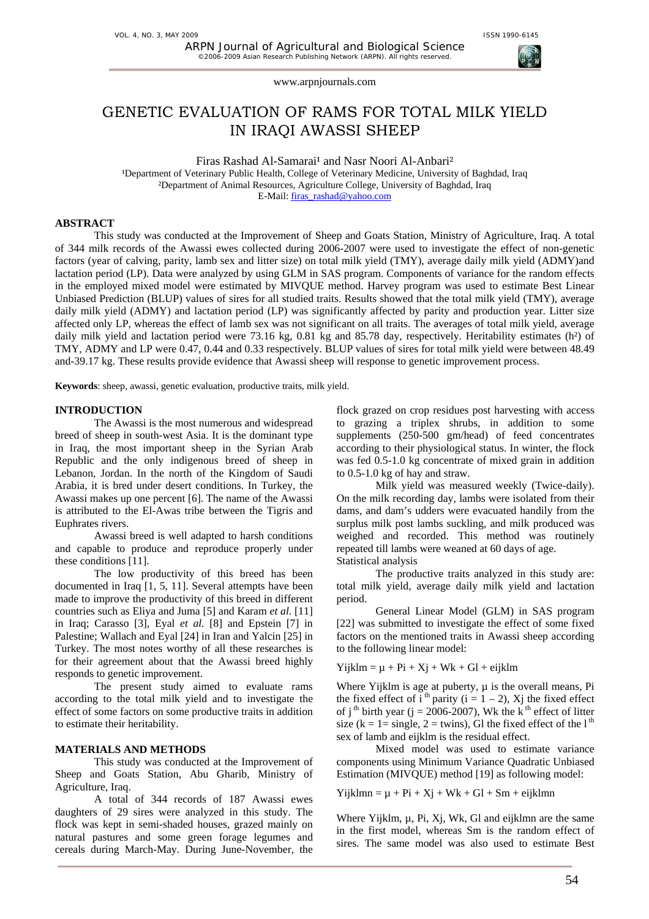# GENETIC EVALUATION OF RAMS FOR TOTAL MILK YIELD IN IRAQI AWASSI SHEEP

Firas Rashad Al-Samarai[1] and Nasr Noori Al-Anbari[2]

[1]Department of Veterinary Public Health, College of Veterinary Medicine, University of Baghdad, Iraq
[2]Department of Animal Resources, Agriculture College, University of Baghdad, Iraq
E-Mail: firas_rashad@yahoo.com

## ABSTRACT

This study was conducted at the Improvement of Sheep and Goats Station, Ministry of Agriculture, Iraq. A total of 344 milk records of the Awassi ewes collected during 2006-2007 were used to investigate the effect of non-genetic factors (year of calving, parity, lamb sex and litter size) on total milk yield (TMY), average daily milk yield (ADMY)and lactation period (LP). Data were analyzed by using GLM in SAS program. Components of variance for the random effects in the employed mixed model were estimated by MIVQUE method. Harvey program was used to estimate Best Linear Unbiased Prediction (BLUP) values of sires for all studied traits. Results showed that the total milk yield (TMY), average daily milk yield (ADMY) and lactation period (LP) was significantly affected by parity and production year. Litter size affected only LP, whereas the effect of lamb sex was not significant on all traits. The averages of total milk yield, average daily milk yield and lactation period were 73.16 kg, 0.81 kg and 85.78 day, respectively. Heritability estimates ($h^2$) of TMY, ADMY and LP were 0.47, 0.44 and 0.33 respectively. BLUP values of sires for total milk yield were between 48.49 and-39.17 kg. These results provide evidence that Awassi sheep will response to genetic improvement process.

**Keywords**: sheep, awassi, genetic evaluation, productive traits, milk yield.

## INTRODUCTION

The Awassi is the most numerous and widespread breed of sheep in south-west Asia. It is the dominant type in Iraq, the most important sheep in the Syrian Arab Republic and the only indigenous breed of sheep in Lebanon, Jordan. In the north of the Kingdom of Saudi Arabia, it is bred under desert conditions. In Turkey, the Awassi makes up one percent [6]. The name of the Awassi is attributed to the El-Awas tribe between the Tigris and Euphrates rivers.

Awassi breed is well adapted to harsh conditions and capable to produce and reproduce properly under these conditions [11].

The low productivity of this breed has been documented in Iraq [1, 5, 11]. Several attempts have been made to improve the productivity of this breed in different countries such as Eliya and Juma [5] and Karam *et al.* [11] in Iraq; Carasso [3], Eyal *et al.* [8] and Epstein [7] in Palestine; Wallach and Eyal [24] in Iran and Yalcin [25] in Turkey. The most notes worthy of all these researches is for their agreement about that the Awassi breed highly responds to genetic improvement.

The present study aimed to evaluate rams according to the total milk yield and to investigate the effect of some factors on some productive traits in addition to estimate their heritability.

## MATERIALS AND METHODS

This study was conducted at the Improvement of Sheep and Goats Station, Abu Gharib, Ministry of Agriculture, Iraq.

A total of 344 records of 187 Awassi ewes daughters of 29 sires were analyzed in this study. The flock was kept in semi-shaded houses, grazed mainly on natural pastures and some green forage legumes and cereals during March-May. During June-November, the flock grazed on crop residues post harvesting with access to grazing a triplex shrubs, in addition to some supplements (250-500 gm/head) of feed concentrates according to their physiological status. In winter, the flock was fed 0.5-1.0 kg concentrate of mixed grain in addition to 0.5-1.0 kg of hay and straw.

Milk yield was measured weekly (Twice-daily). On the milk recording day, lambs were isolated from their dams, and dam's udders were evacuated handily from the surplus milk post lambs suckling, and milk produced was weighed and recorded. This method was routinely repeated till lambs were weaned at 60 days of age.

Statistical analysis

The productive traits analyzed in this study are: total milk yield, average daily milk yield and lactation period.

General Linear Model (GLM) in SAS program [22] was submitted to investigate the effect of some fixed factors on the mentioned traits in Awassi sheep according to the following linear model:

$$Y_{ijklm} = \mu + P_i + X_j + W_k + G_l + e_{ijklm}$$

Where $Y_{ijklm}$ is age at puberty, $\mu$ is the overall means, $P_i$ the fixed effect of $i^{th}$ parity ($i = 1 - 2$), $X_j$ the fixed effect of $j^{th}$ birth year ($j$ = 2006-2007), $W_k$ the $k^{th}$ effect of litter size ($k$ = 1= single, 2 = twins), $G_l$ the fixed effect of the $l^{th}$ sex of lamb and $e_{ijklm}$ is the residual effect.

Mixed model was used to estimate variance components using Minimum Variance Quadratic Unbiased Estimation (MIVQUE) method [19] as following model:

$$Y_{ijklmn} = \mu + P_i + X_j + W_k + G_l + S_m + e_{ijklmn}$$

Where $Y_{ijklm}$, $\mu$, $P_i$, $X_j$, $W_k$, $G_l$ and $e_{ijklmn}$ are the same in the first model, whereas $S_m$ is the random effect of sires. The same model was also used to estimate Best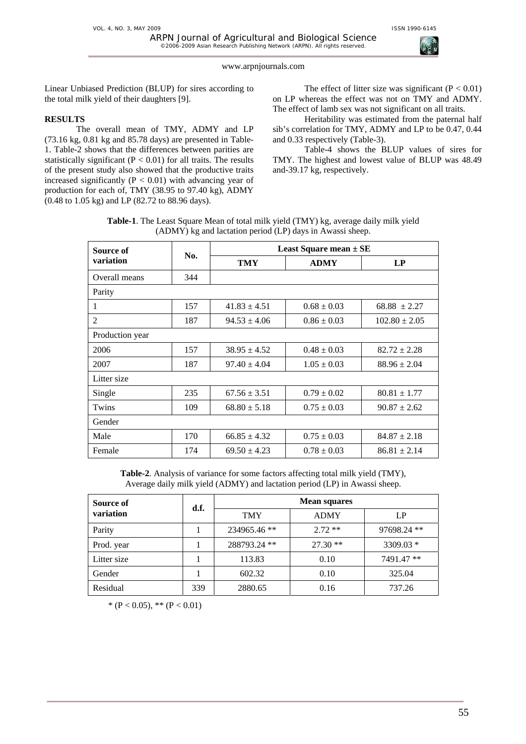Linear Unbiased Prediction (BLUP) for sires according to the total milk yield of their daughters [9].

## RESULTS

The overall mean of TMY, ADMY and LP (73.16 kg, 0.81 kg and 85.78 days) are presented in Table-1. Table-2 shows that the differences between parities are statistically significant ($P < 0.01$) for all traits. The results of the present study also showed that the productive traits increased significantly ($P < 0.01$) with advancing year of production for each of, TMY (38.95 to 97.40 kg), ADMY (0.48 to 1.05 kg) and LP (82.72 to 88.96 days).

The effect of litter size was significant ($P < 0.01$) on LP whereas the effect was not on TMY and ADMY. The effect of lamb sex was not significant on all traits.

Heritability was estimated from the paternal half sib's correlation for TMY, ADMY and LP to be 0.47, 0.44 and 0.33 respectively (Table-3).

Table-4 shows the BLUP values of sires for TMY. The highest and lowest value of BLUP was 48.49 and-39.17 kg, respectively.

**Table-1**. The Least Square Mean of total milk yield (TMY) kg, average daily milk yield (ADMY) kg and lactation period (LP) days in Awassi sheep.

| Source of variation | No. | Least Square mean ± SE | | |
|---|---|---|---|---|
| | | TMY | ADMY | LP |
| Overall means | 344 | | | |
| Parity | | | | |
| 1 | 157 | 41.83 ± 4.51 | 0.68 ± 0.03 | 68.88 ± 2.27 |
| 2 | 187 | 94.53 ± 4.06 | 0.86 ± 0.03 | 102.80 ± 2.05 |
| Production year | | | | |
| 2006 | 157 | 38.95 ± 4.52 | 0.48 ± 0.03 | 82.72 ± 2.28 |
| 2007 | 187 | 97.40 ± 4.04 | 1.05 ± 0.03 | 88.96 ± 2.04 |
| Litter size | | | | |
| Single | 235 | 67.56 ± 3.51 | 0.79 ± 0.02 | 80.81 ± 1.77 |
| Twins | 109 | 68.80 ± 5.18 | 0.75 ± 0.03 | 90.87 ± 2.62 |
| Gender | | | | |
| Male | 170 | 66.85 ± 4.32 | 0.75 ± 0.03 | 84.87 ± 2.18 |
| Female | 174 | 69.50 ± 4.23 | 0.78 ± 0.03 | 86.81 ± 2.14 |

**Table-2**. Analysis of variance for some factors affecting total milk yield (TMY), Average daily milk yield (ADMY) and lactation period (LP) in Awassi sheep.

| Source of variation | d.f. | Mean squares | | |
|---|---|---|---|---|
| | | TMY | ADMY | LP |
| Parity | 1 | 234965.46 ** | 2.72 ** | 97698.24 ** |
| Prod. year | 1 | 288793.24 ** | 27.30 ** | 3309.03 * |
| Litter size | 1 | 113.83 | 0.10 | 7491.47 ** |
| Gender | 1 | 602.32 | 0.10 | 325.04 |
| Residual | 339 | 2880.65 | 0.16 | 737.26 |

* ($P < 0.05$), ** ($P < 0.01$)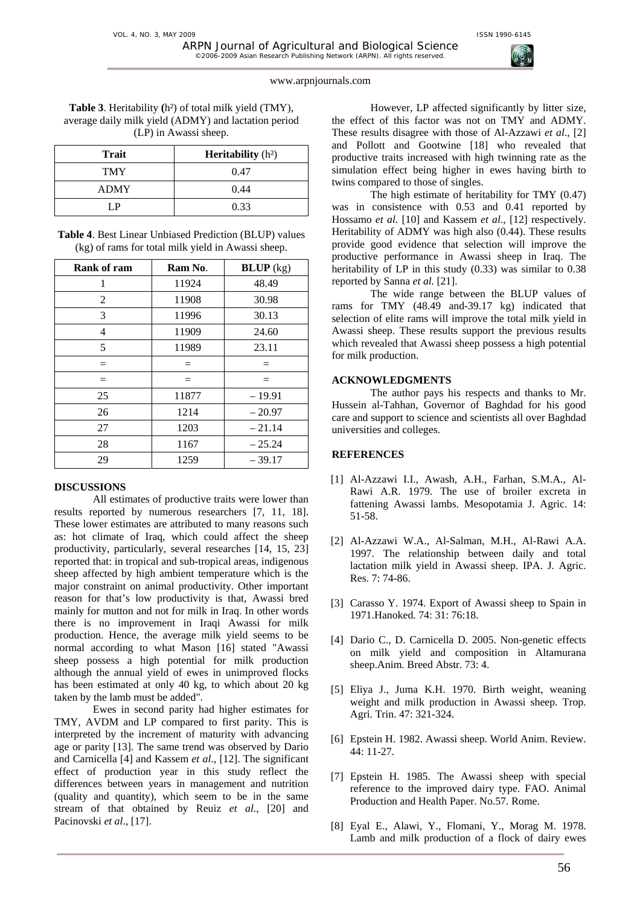**Table 3**. Heritability (h²) of total milk yield (TMY), average daily milk yield (ADMY) and lactation period (LP) in Awassi sheep.

| Trait | Heritability (h²) |
|---|---|
| TMY | 0.47 |
| ADMY | 0.44 |
| LP | 0.33 |

**Table 4**. Best Linear Unbiased Prediction (BLUP) values (kg) of rams for total milk yield in Awassi sheep.

| Rank of ram | Ram No. | BLUP (kg) |
|---|---|---|
| 1 | 11924 | 48.49 |
| 2 | 11908 | 30.98 |
| 3 | 11996 | 30.13 |
| 4 | 11909 | 24.60 |
| 5 | 11989 | 23.11 |
| = | = | = |
| = | = | = |
| 25 | 11877 | – 19.91 |
| 26 | 1214 | – 20.97 |
| 27 | 1203 | – 21.14 |
| 28 | 1167 | – 25.24 |
| 29 | 1259 | – 39.17 |

## DISCUSSIONS

All estimates of productive traits were lower than results reported by numerous researchers [7, 11, 18]. These lower estimates are attributed to many reasons such as: hot climate of Iraq, which could affect the sheep productivity, particularly, several researches [14, 15, 23] reported that: in tropical and sub-tropical areas, indigenous sheep affected by high ambient temperature which is the major constraint on animal productivity. Other important reason for that's low productivity is that, Awassi bred mainly for mutton and not for milk in Iraq. In other words there is no improvement in Iraqi Awassi for milk production. Hence, the average milk yield seems to be normal according to what Mason [16] stated "Awassi sheep possess a high potential for milk production although the annual yield of ewes in unimproved flocks has been estimated at only 40 kg, to which about 20 kg taken by the lamb must be added".

Ewes in second parity had higher estimates for TMY, AVDM and LP compared to first parity. This is interpreted by the increment of maturity with advancing age or parity [13]. The same trend was observed by Dario and Carnicella [4] and Kassem *et al*., [12]. The significant effect of production year in this study reflect the differences between years in management and nutrition (quality and quantity), which seem to be in the same stream of that obtained by Reuiz *et al*., [20] and Pacinovski *et al*., [17].

However, LP affected significantly by litter size, the effect of this factor was not on TMY and ADMY. These results disagree with those of Al-Azzawi *et al*., [2] and Pollott and Gootwine [18] who revealed that productive traits increased with high twinning rate as the simulation effect being higher in ewes having birth to twins compared to those of singles.

The high estimate of heritability for TMY (0.47) was in consistence with 0.53 and 0.41 reported by Hossamo *et al.* [10] and Kassem *et al*., [12] respectively. Heritability of ADMY was high also (0.44). These results provide good evidence that selection will improve the productive performance in Awassi sheep in Iraq. The heritability of LP in this study (0.33) was similar to 0.38 reported by Sanna *et al.* [21].

The wide range between the BLUP values of rams for TMY (48.49 and-39.17 kg) indicated that selection of elite rams will improve the total milk yield in Awassi sheep. These results support the previous results which revealed that Awassi sheep possess a high potential for milk production.

## ACKNOWLEDGMENTS

The author pays his respects and thanks to Mr. Hussein al-Tahhan, Governor of Baghdad for his good care and support to science and scientists all over Baghdad universities and colleges.

## REFERENCES

[1] Al-Azzawi I.I., Awash, A.H., Farhan, S.M.A., Al-Rawi A.R. 1979. The use of broiler excreta in fattening Awassi lambs. Mesopotamia J. Agric. 14: 51-58.

[2] Al-Azzawi W.A., Al-Salman, M.H., Al-Rawi A.A. 1997. The relationship between daily and total lactation milk yield in Awassi sheep. IPA. J. Agric. Res. 7: 74-86.

[3] Carasso Y. 1974. Export of Awassi sheep to Spain in 1971.Hanoked. 74: 31: 76:18.

[4] Dario C., D. Carnicella D. 2005. Non-genetic effects on milk yield and composition in Altamurana sheep.Anim. Breed Abstr. 73: 4.

[5] Eliya J., Juma K.H. 1970. Birth weight, weaning weight and milk production in Awassi sheep. Trop. Agri. Trin. 47: 321-324.

[6] Epstein H. 1982. Awassi sheep. World Anim. Review. 44: 11-27.

[7] Epstein H. 1985. The Awassi sheep with special reference to the improved dairy type. FAO. Animal Production and Health Paper. No.57. Rome.

[8] Eyal E., Alawi, Y., Flomani, Y., Morag M. 1978. Lamb and milk production of a flock of dairy ewes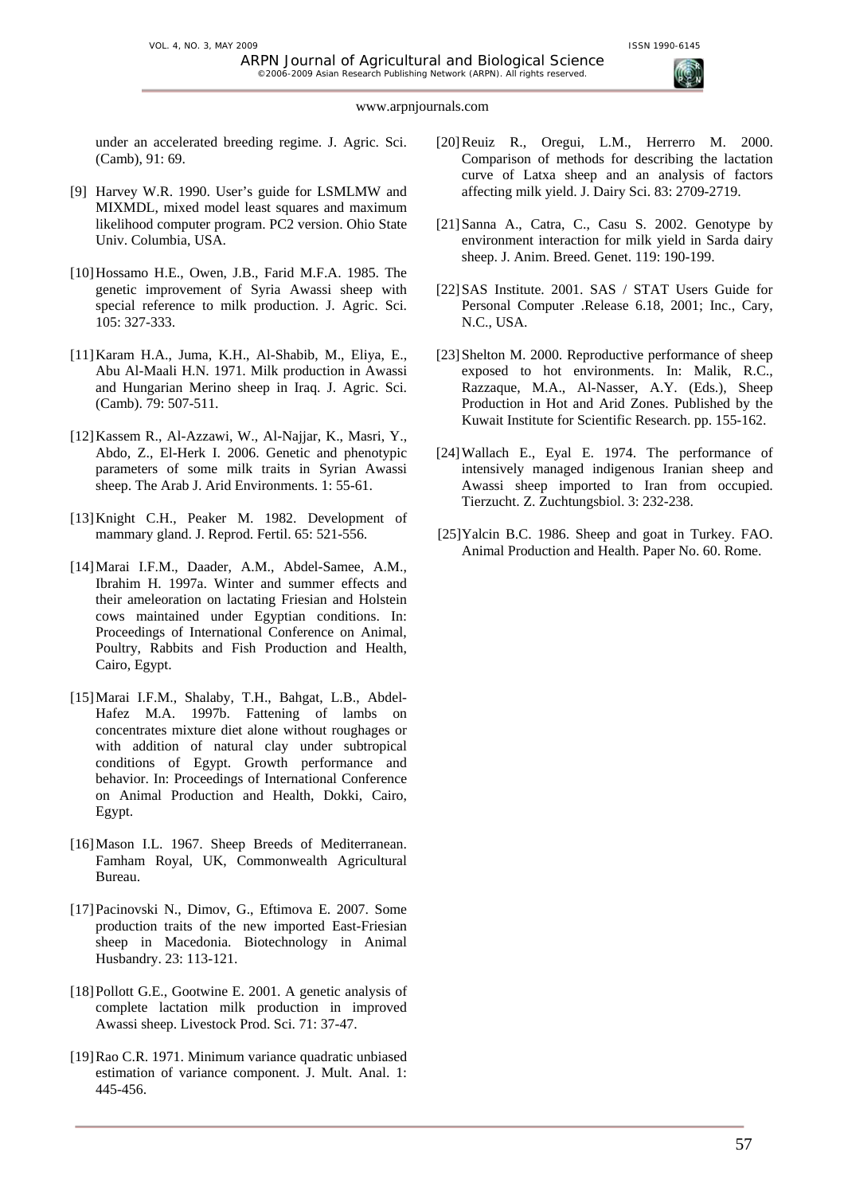under an accelerated breeding regime. J. Agric. Sci. (Camb), 91: 69.

[9] Harvey W.R. 1990. User's guide for LSMLMW and MIXMDL, mixed model least squares and maximum likelihood computer program. PC2 version. Ohio State Univ. Columbia, USA.

[10] Hossamo H.E., Owen, J.B., Farid M.F.A. 1985. The genetic improvement of Syria Awassi sheep with special reference to milk production. J. Agric. Sci. 105: 327-333.

[11] Karam H.A., Juma, K.H., Al-Shabib, M., Eliya, E., Abu Al-Maali H.N. 1971. Milk production in Awassi and Hungarian Merino sheep in Iraq. J. Agric. Sci. (Camb). 79: 507-511.

[12] Kassem R., Al-Azzawi, W., Al-Najjar, K., Masri, Y., Abdo, Z., El-Herk I. 2006. Genetic and phenotypic parameters of some milk traits in Syrian Awassi sheep. The Arab J. Arid Environments. 1: 55-61.

[13] Knight C.H., Peaker M. 1982. Development of mammary gland. J. Reprod. Fertil. 65: 521-556.

[14] Marai I.F.M., Daader, A.M., Abdel-Samee, A.M., Ibrahim H. 1997a. Winter and summer effects and their ameleoration on lactating Friesian and Holstein cows maintained under Egyptian conditions. In: Proceedings of International Conference on Animal, Poultry, Rabbits and Fish Production and Health, Cairo, Egypt.

[15] Marai I.F.M., Shalaby, T.H., Bahgat, L.B., Abdel-Hafez M.A. 1997b. Fattening of lambs on concentrates mixture diet alone without roughages or with addition of natural clay under subtropical conditions of Egypt. Growth performance and behavior. In: Proceedings of International Conference on Animal Production and Health, Dokki, Cairo, Egypt.

[16] Mason I.L. 1967. Sheep Breeds of Mediterranean. Famham Royal, UK, Commonwealth Agricultural Bureau.

[17] Pacinovski N., Dimov, G., Eftimova E. 2007. Some production traits of the new imported East-Friesian sheep in Macedonia. Biotechnology in Animal Husbandry. 23: 113-121.

[18] Pollott G.E., Gootwine E. 2001. A genetic analysis of complete lactation milk production in improved Awassi sheep. Livestock Prod. Sci. 71: 37-47.

[19] Rao C.R. 1971. Minimum variance quadratic unbiased estimation of variance component. J. Mult. Anal. 1: 445-456.

[20] Reuiz R., Oregui, L.M., Herrerro M. 2000. Comparison of methods for describing the lactation curve of Latxa sheep and an analysis of factors affecting milk yield. J. Dairy Sci. 83: 2709-2719.

[21] Sanna A., Catra, C., Casu S. 2002. Genotype by environment interaction for milk yield in Sarda dairy sheep. J. Anim. Breed. Genet. 119: 190-199.

[22] SAS Institute. 2001. SAS / STAT Users Guide for Personal Computer .Release 6.18, 2001; Inc., Cary, N.C., USA.

[23] Shelton M. 2000. Reproductive performance of sheep exposed to hot environments. In: Malik, R.C., Razzaque, M.A., Al-Nasser, A.Y. (Eds.), Sheep Production in Hot and Arid Zones. Published by the Kuwait Institute for Scientific Research. pp. 155-162.

[24] Wallach E., Eyal E. 1974. The performance of intensively managed indigenous Iranian sheep and Awassi sheep imported to Iran from occupied. Tierzucht. Z. Zuchtungsbiol. 3: 232-238.

[25] Yalcin B.C. 1986. Sheep and goat in Turkey. FAO. Animal Production and Health. Paper No. 60. Rome.